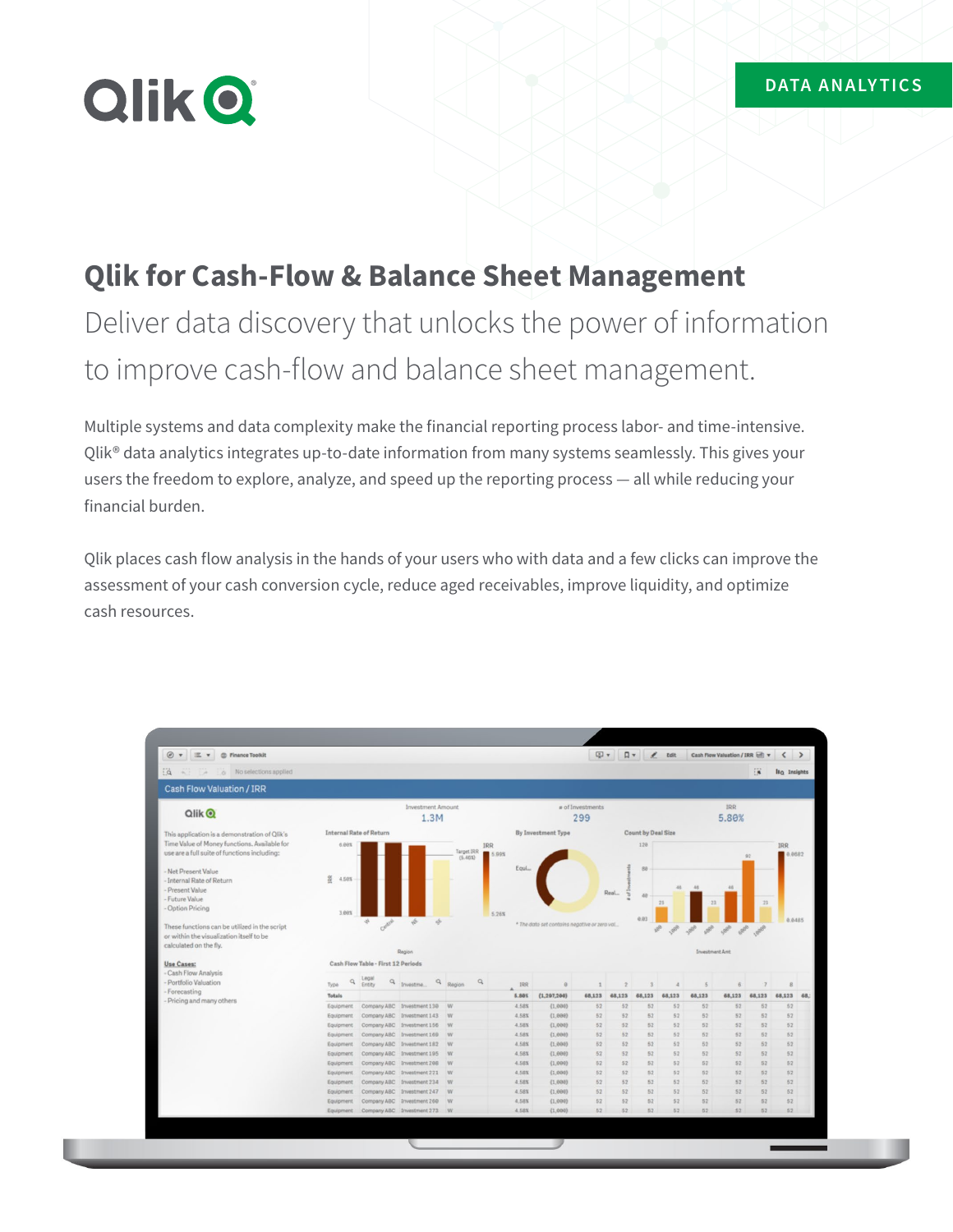DATA ANALYTICS

# Qlik for Cash-Flow & Balance Sheet Management

Deliver data discovery that unlocks the power of information to improve cash-flow and balance sheet management.

Multiple systems and data complexity make the financial reporting process labor- and time-intensive. Qlik® data analytics integrates up-to-date information from many systems seamlessly. This gives your users the freedom to explore, analyze, and speed up the reporting process — all while reducing your financial burden.

Qlik places cash flow analysis in the hands of your users who with data and a few clicks can improve the assessment of your cash conversion cycle, reduce aged receivables, improve liquidity, and optimize cash resources.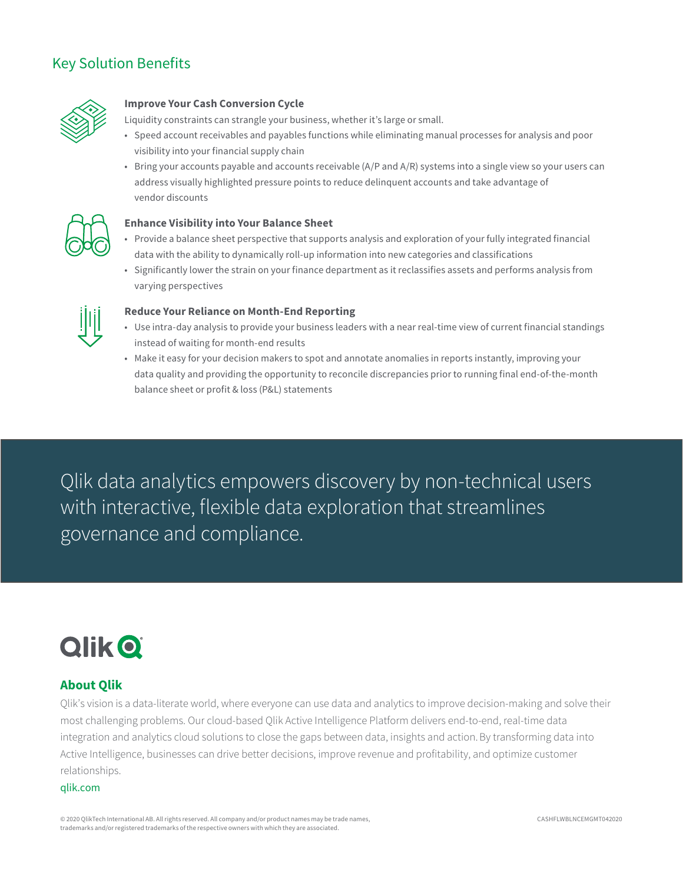## Key Solution Benefits

### Improve Your Cash Conversion Cycle

Liquidity constraints can strangle your business, whether it's large or small.

- Speed account receivables and payables functions while eliminating manual processes for analysis and poor visibility into your financial supply chain
- Bring your accounts payable and accounts receivable (A/P and A/R) systems into a single view so your users can address visually highlighted pressure points to reduce delinquent accounts and take advantage of vendor discounts

### Enhance Visibility into Your Balance Sheet

- Provide a balance sheet perspective that supports analysis and exploration of your fully integrated financial data with the ability to dynamically roll-up information into new categories and classifications
- Significantly lower the strain on your finance department as it reclassifies assets and performs analysis from varying perspectives

### Reduce Your Reliance on Month-End Reporting

- Use intra-day analysis to provide your business leaders with a near real-time view of current financial standings instead of waiting for month-end results
- Make it easy for your decision makers to spot and annotate anomalies in reports instantly, improving your data quality and providing the opportunity to reconcile discrepancies prior to running final end-of-the-month balance sheet or profit & loss (P&L) statements

Qlik data analytics empowers discovery by non-technical users with interactive, flexible data exploration that streamlines governance and compliance.

Qlik

### About Qlik

Qlik's vision is a data-literate world, where everyone can use data and analytics to improve decision-making and solve their most challenging problems. Our cloud-based Qlik Active Intelligence Platform delivers end-to-end, real-time data integration and analytics cloud solutions to close the gaps between data, insights and action. By transforming data into Active Intelligence, businesses can drive better decisions, improve revenue and profitability, and optimize customer relationships.

qlik.com

© 2020 QlikTech International AB. All rights reserved. All company and/or product names may be trade names, trademarks and/or registered trademarks of the respective owners with which they are associated.

CASHFLWBLNCEMGMT042020